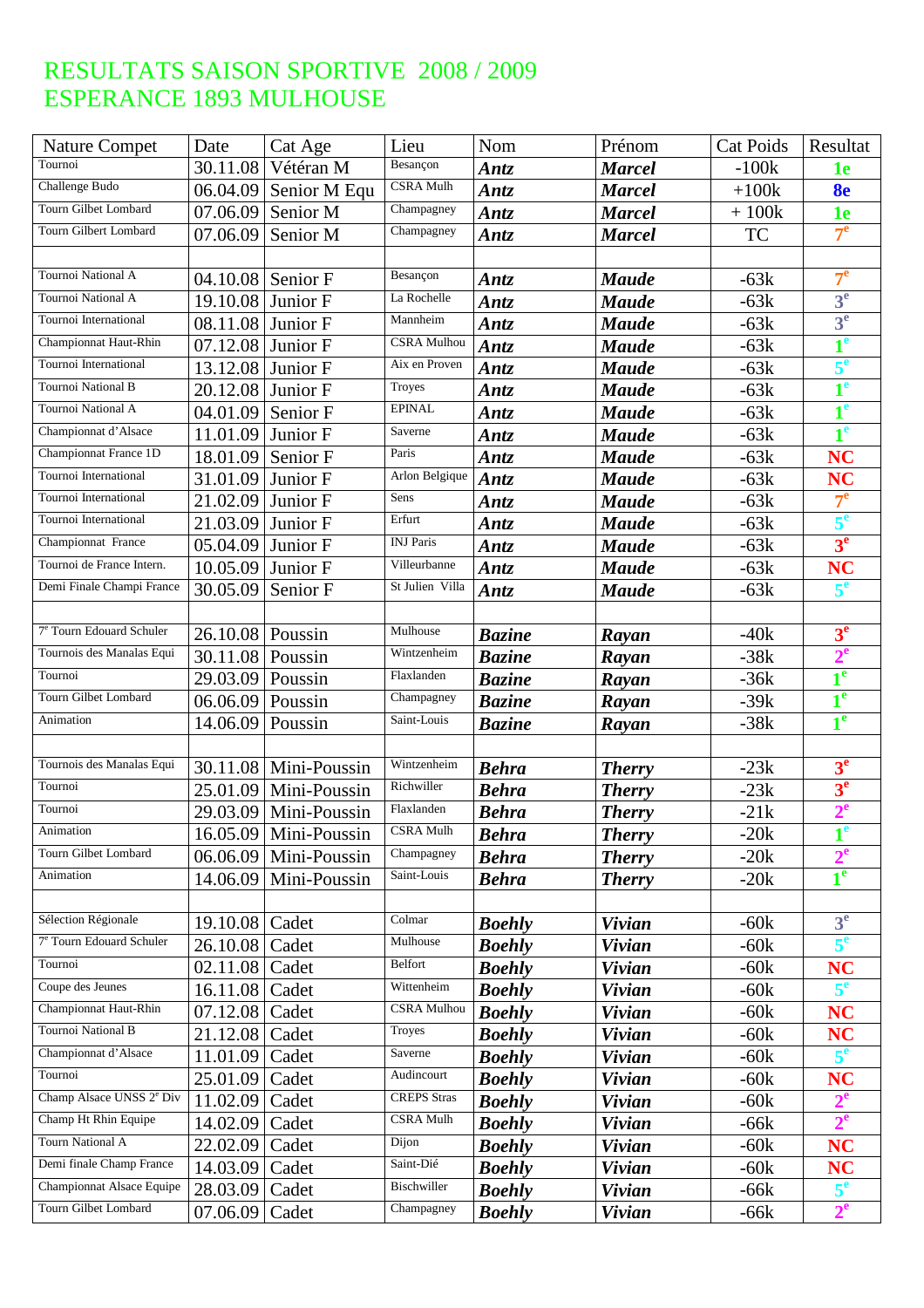# RESULTATS SAISON SPORTIVE 2008 / 2009
# ESPERANCE 1893 MULHOUSE

| Nature Compet | Date | Cat Age | Lieu | Nom | Prénom | Cat Poids | Resultat |
|---|---|---|---|---|---|---|---|
| Tournoi | 30.11.08 | Vétéran M | Besançon | ***Antz*** | ***Marcel*** | -100k | **1e** |
| Challenge Budo | 06.04.09 | Senior M Equ | CSRA Mulh | ***Antz*** | ***Marcel*** | +100k | **8e** |
| Tourn Gilbet Lombard | 07.06.09 | Senior M | Champagney | ***Antz*** | ***Marcel*** | + 100k | **1e** |
| Tourn Gilbert Lombard | 07.06.09 | Senior M | Champagney | ***Antz*** | ***Marcel*** | TC | **7e** |
| | | | | | | | |
| Tournoi National A | 04.10.08 | Senior F | Besançon | ***Antz*** | ***Maude*** | -63k | **7e** |
| Tournoi National A | 19.10.08 | Junior F | La Rochelle | ***Antz*** | ***Maude*** | -63k | **3e** |
| Tournoi International | 08.11.08 | Junior F | Mannheim | ***Antz*** | ***Maude*** | -63k | **3e** |
| Championnat Haut-Rhin | 07.12.08 | Junior F | CSRA Mulhou | ***Antz*** | ***Maude*** | -63k | **1e** |
| Tournoi International | 13.12.08 | Junior F | Aix en Proven | ***Antz*** | ***Maude*** | -63k | **5e** |
| Tournoi National B | 20.12.08 | Junior F | Troyes | ***Antz*** | ***Maude*** | -63k | **1e** |
| Tournoi National A | 04.01.09 | Senior F | EPINAL | ***Antz*** | ***Maude*** | -63k | **1e** |
| Championnat d'Alsace | 11.01.09 | Junior F | Saverne | ***Antz*** | ***Maude*** | -63k | **1e** |
| Championnat France 1D | 18.01.09 | Senior F | Paris | ***Antz*** | ***Maude*** | -63k | **NC** |
| Tournoi International | 31.01.09 | Junior F | Arlon Belgique | ***Antz*** | ***Maude*** | -63k | **NC** |
| Tournoi International | 21.02.09 | Junior F | Sens | ***Antz*** | ***Maude*** | -63k | **7e** |
| Tournoi International | 21.03.09 | Junior F | Erfurt | ***Antz*** | ***Maude*** | -63k | **5e** |
| Championnat France | 05.04.09 | Junior F | INJ Paris | ***Antz*** | ***Maude*** | -63k | **3e** |
| Tournoi de France Intern. | 10.05.09 | Junior F | Villeurbanne | ***Antz*** | ***Maude*** | -63k | **NC** |
| Demi Finale Champi France | 30.05.09 | Senior F | St Julien Villa | ***Antz*** | ***Maude*** | -63k | **5e** |
| | | | | | | | |
| 7e Tourn Edouard Schuler | 26.10.08 | Poussin | Mulhouse | ***Bazine*** | ***Rayan*** | -40k | **3e** |
| Tournois des Manalas Equi | 30.11.08 | Poussin | Wintzenheim | ***Bazine*** | ***Rayan*** | -38k | **2e** |
| Tournoi | 29.03.09 | Poussin | Flaxlanden | ***Bazine*** | ***Rayan*** | -36k | **1e** |
| Tourn Gilbet Lombard | 06.06.09 | Poussin | Champagney | ***Bazine*** | ***Rayan*** | -39k | **1e** |
| Animation | 14.06.09 | Poussin | Saint-Louis | ***Bazine*** | ***Rayan*** | -38k | **1e** |
| | | | | | | | |
| Tournois des Manalas Equi | 30.11.08 | Mini-Poussin | Wintzenheim | ***Behra*** | ***Therry*** | -23k | **3e** |
| Tournoi | 25.01.09 | Mini-Poussin | Richwiller | ***Behra*** | ***Therry*** | -23k | **3e** |
| Tournoi | 29.03.09 | Mini-Poussin | Flaxlanden | ***Behra*** | ***Therry*** | -21k | **2e** |
| Animation | 16.05.09 | Mini-Poussin | CSRA Mulh | ***Behra*** | ***Therry*** | -20k | **1e** |
| Tourn Gilbet Lombard | 06.06.09 | Mini-Poussin | Champagney | ***Behra*** | ***Therry*** | -20k | **2e** |
| Animation | 14.06.09 | Mini-Poussin | Saint-Louis | ***Behra*** | ***Therry*** | -20k | **1e** |
| | | | | | | | |
| Sélection Régionale | 19.10.08 | Cadet | Colmar | ***Boehly*** | ***Vivian*** | -60k | **3e** |
| 7e Tourn Edouard Schuler | 26.10.08 | Cadet | Mulhouse | ***Boehly*** | ***Vivian*** | -60k | **5e** |
| Tournoi | 02.11.08 | Cadet | Belfort | ***Boehly*** | ***Vivian*** | -60k | **NC** |
| Coupe des Jeunes | 16.11.08 | Cadet | Wittenheim | ***Boehly*** | ***Vivian*** | -60k | **5e** |
| Championnat Haut-Rhin | 07.12.08 | Cadet | CSRA Mulhou | ***Boehly*** | ***Vivian*** | -60k | **NC** |
| Tournoi National B | 21.12.08 | Cadet | Troyes | ***Boehly*** | ***Vivian*** | -60k | **NC** |
| Championnat d'Alsace | 11.01.09 | Cadet | Saverne | ***Boehly*** | ***Vivian*** | -60k | **5e** |
| Tournoi | 25.01.09 | Cadet | Audincourt | ***Boehly*** | ***Vivian*** | -60k | **NC** |
| Champ Alsace UNSS 2e Div | 11.02.09 | Cadet | CREPS Stras | ***Boehly*** | ***Vivian*** | -60k | **2e** |
| Champ Ht Rhin Equipe | 14.02.09 | Cadet | CSRA Mulh | ***Boehly*** | ***Vivian*** | -66k | **2e** |
| Tourn National A | 22.02.09 | Cadet | Dijon | ***Boehly*** | ***Vivian*** | -60k | **NC** |
| Demi finale Champ France | 14.03.09 | Cadet | Saint-Dié | ***Boehly*** | ***Vivian*** | -60k | **NC** |
| Championnat Alsace Equipe | 28.03.09 | Cadet | Bischwiller | ***Boehly*** | ***Vivian*** | -66k | **5e** |
| Tourn Gilbet Lombard | 07.06.09 | Cadet | Champagney | ***Boehly*** | ***Vivian*** | -66k | **2e** |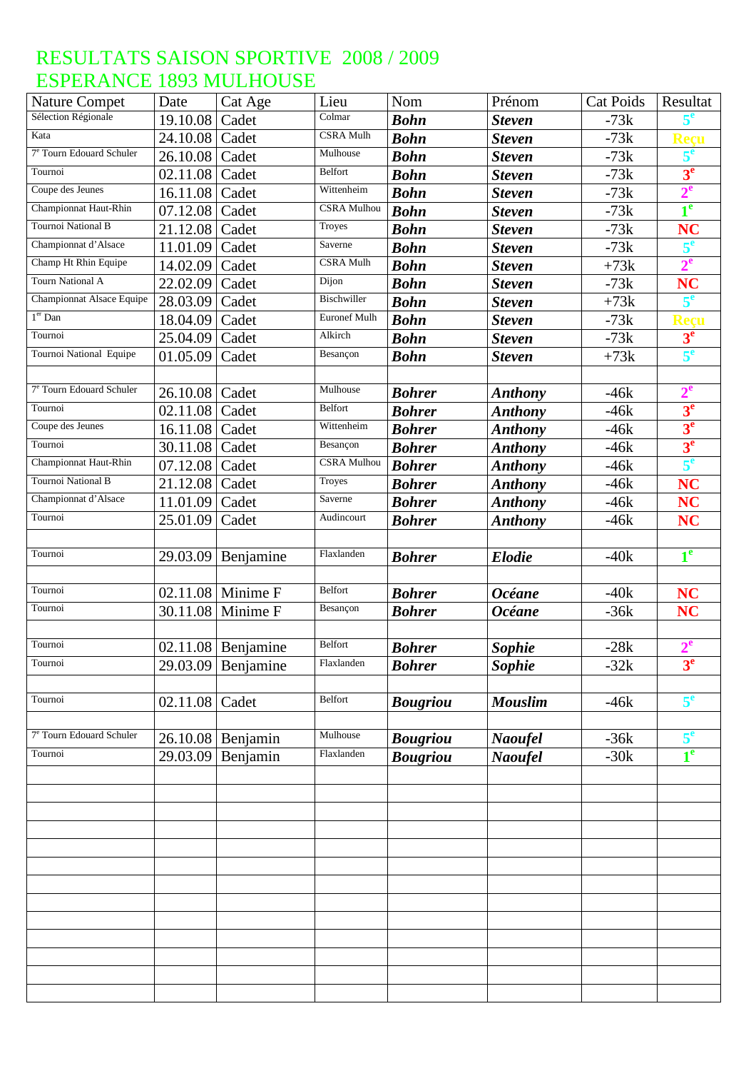# RESULTATS SAISON SPORTIVE 2008 / 2009
# ESPERANCE 1893 MULHOUSE

| Nature Compet | Date | Cat Age | Lieu | Nom | Prénom | Cat Poids | Resultat |
|---|---|---|---|---|---|---|---|
| Sélection Régionale | 19.10.08 | Cadet | Colmar | ***Bohn*** | ***Steven*** | -73k | 5e |
| Kata | 24.10.08 | Cadet | CSRA Mulh | ***Bohn*** | ***Steven*** | -73k | Reçu |
| 7e Tourn Edouard Schuler | 26.10.08 | Cadet | Mulhouse | ***Bohn*** | ***Steven*** | -73k | 5e |
| Tournoi | 02.11.08 | Cadet | Belfort | ***Bohn*** | ***Steven*** | -73k | 3e |
| Coupe des Jeunes | 16.11.08 | Cadet | Wittenheim | ***Bohn*** | ***Steven*** | -73k | 2e |
| Championnat Haut-Rhin | 07.12.08 | Cadet | CSRA Mulhou | ***Bohn*** | ***Steven*** | -73k | 1e |
| Tournoi National B | 21.12.08 | Cadet | Troyes | ***Bohn*** | ***Steven*** | -73k | NC |
| Championnat d'Alsace | 11.01.09 | Cadet | Saverne | ***Bohn*** | ***Steven*** | -73k | 5e |
| Champ Ht Rhin Equipe | 14.02.09 | Cadet | CSRA Mulh | ***Bohn*** | ***Steven*** | +73k | 2e |
| Tourn National A | 22.02.09 | Cadet | Dijon | ***Bohn*** | ***Steven*** | -73k | NC |
| Championnat Alsace Equipe | 28.03.09 | Cadet | Bischwiller | ***Bohn*** | ***Steven*** | +73k | 5e |
| 1er Dan | 18.04.09 | Cadet | Euronef Mulh | ***Bohn*** | ***Steven*** | -73k | Reçu |
| Tournoi | 25.04.09 | Cadet | Alkirch | ***Bohn*** | ***Steven*** | -73k | 3e |
| Tournoi National Equipe | 01.05.09 | Cadet | Besançon | ***Bohn*** | ***Steven*** | +73k | 5e |
| | | | | | | | |
| 7e Tourn Edouard Schuler | 26.10.08 | Cadet | Mulhouse | ***Bohrer*** | ***Anthony*** | -46k | 2e |
| Tournoi | 02.11.08 | Cadet | Belfort | ***Bohrer*** | ***Anthony*** | -46k | 3e |
| Coupe des Jeunes | 16.11.08 | Cadet | Wittenheim | ***Bohrer*** | ***Anthony*** | -46k | 3e |
| Tournoi | 30.11.08 | Cadet | Besançon | ***Bohrer*** | ***Anthony*** | -46k | 3e |
| Championnat Haut-Rhin | 07.12.08 | Cadet | CSRA Mulhou | ***Bohrer*** | ***Anthony*** | -46k | 5e |
| Tournoi National B | 21.12.08 | Cadet | Troyes | ***Bohrer*** | ***Anthony*** | -46k | NC |
| Championnat d'Alsace | 11.01.09 | Cadet | Saverne | ***Bohrer*** | ***Anthony*** | -46k | NC |
| Tournoi | 25.01.09 | Cadet | Audincourt | ***Bohrer*** | ***Anthony*** | -46k | NC |
| | | | | | | | |
| Tournoi | 29.03.09 | Benjamine | Flaxlanden | ***Bohrer*** | ***Elodie*** | -40k | 1e |
| | | | | | | | |
| Tournoi | 02.11.08 | Minime F | Belfort | ***Bohrer*** | ***Océane*** | -40k | NC |
| Tournoi | 30.11.08 | Minime F | Besançon | ***Bohrer*** | ***Océane*** | -36k | NC |
| | | | | | | | |
| Tournoi | 02.11.08 | Benjamine | Belfort | ***Bohrer*** | ***Sophie*** | -28k | 2e |
| Tournoi | 29.03.09 | Benjamine | Flaxlanden | ***Bohrer*** | ***Sophie*** | -32k | 3e |
| | | | | | | | |
| Tournoi | 02.11.08 | Cadet | Belfort | ***Bougriou*** | ***Mouslim*** | -46k | 5e |
| | | | | | | | |
| 7e Tourn Edouard Schuler | 26.10.08 | Benjamin | Mulhouse | ***Bougriou*** | ***Naoufel*** | -36k | 5e |
| Tournoi | 29.03.09 | Benjamin | Flaxlanden | ***Bougriou*** | ***Naoufel*** | -30k | 1e |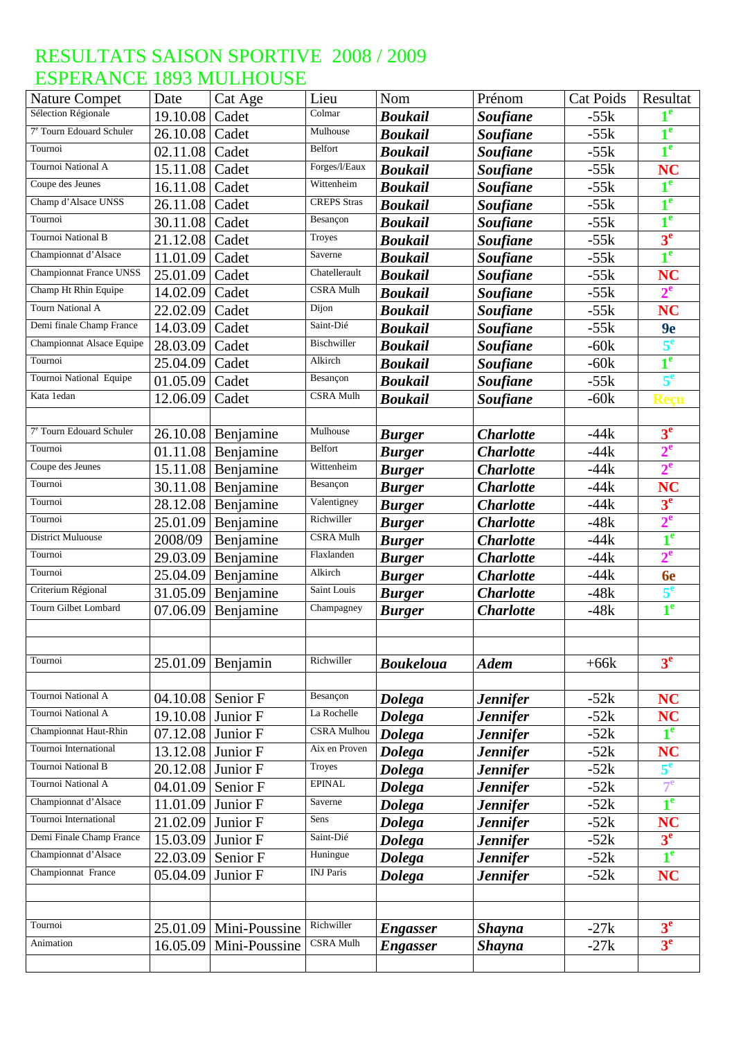# RESULTATS SAISON SPORTIVE 2008 / 2009
# ESPERANCE 1893 MULHOUSE

| Nature Compet | Date | Cat Age | Lieu | Nom | Prénom | Cat Poids | Resultat |
|---|---|---|---|---|---|---|---|
| Sélection Régionale | 19.10.08 | Cadet | Colmar | ***Boukail*** | ***Soufiane*** | -55k | **1e** |
| 7e Tourn Edouard Schuler | 26.10.08 | Cadet | Mulhouse | ***Boukail*** | ***Soufiane*** | -55k | **1e** |
| Tournoi | 02.11.08 | Cadet | Belfort | ***Boukail*** | ***Soufiane*** | -55k | **1e** |
| Tournoi National A | 15.11.08 | Cadet | Forges/l/Eaux | ***Boukail*** | ***Soufiane*** | -55k | **NC** |
| Coupe des Jeunes | 16.11.08 | Cadet | Wittenheim | ***Boukail*** | ***Soufiane*** | -55k | **1e** |
| Champ d'Alsace UNSS | 26.11.08 | Cadet | CREPS Stras | ***Boukail*** | ***Soufiane*** | -55k | **1e** |
| Tournoi | 30.11.08 | Cadet | Besançon | ***Boukail*** | ***Soufiane*** | -55k | **1e** |
| Tournoi National B | 21.12.08 | Cadet | Troyes | ***Boukail*** | ***Soufiane*** | -55k | **3e** |
| Championnat d'Alsace | 11.01.09 | Cadet | Saverne | ***Boukail*** | ***Soufiane*** | -55k | **1e** |
| Championnat France UNSS | 25.01.09 | Cadet | Chatellerault | ***Boukail*** | ***Soufiane*** | -55k | **NC** |
| Champ Ht Rhin Equipe | 14.02.09 | Cadet | CSRA Mulh | ***Boukail*** | ***Soufiane*** | -55k | **2e** |
| Tourn National A | 22.02.09 | Cadet | Dijon | ***Boukail*** | ***Soufiane*** | -55k | **NC** |
| Demi finale Champ France | 14.03.09 | Cadet | Saint-Dié | ***Boukail*** | ***Soufiane*** | -55k | **9e** |
| Championnat Alsace Equipe | 28.03.09 | Cadet | Bischwiller | ***Boukail*** | ***Soufiane*** | -60k | **5e** |
| Tournoi | 25.04.09 | Cadet | Alkirch | ***Boukail*** | ***Soufiane*** | -60k | **1e** |
| Tournoi National Equipe | 01.05.09 | Cadet | Besançon | ***Boukail*** | ***Soufiane*** | -55k | **5e** |
| Kata 1edan | 12.06.09 | Cadet | CSRA Mulh | ***Boukail*** | ***Soufiane*** | -60k | **Reçu** |
| | | | | | | | |
| 7e Tourn Edouard Schuler | 26.10.08 | Benjamine | Mulhouse | ***Burger*** | ***Charlotte*** | -44k | **3e** |
| Tournoi | 01.11.08 | Benjamine | Belfort | ***Burger*** | ***Charlotte*** | -44k | **2e** |
| Coupe des Jeunes | 15.11.08 | Benjamine | Wittenheim | ***Burger*** | ***Charlotte*** | -44k | **2e** |
| Tournoi | 30.11.08 | Benjamine | Besançon | ***Burger*** | ***Charlotte*** | -44k | **NC** |
| Tournoi | 28.12.08 | Benjamine | Valentigney | ***Burger*** | ***Charlotte*** | -44k | **3e** |
| Tournoi | 25.01.09 | Benjamine | Richwiller | ***Burger*** | ***Charlotte*** | -48k | **2e** |
| District Muluouse | 2008/09 | Benjamine | CSRA Mulh | ***Burger*** | ***Charlotte*** | -44k | **1e** |
| Tournoi | 29.03.09 | Benjamine | Flaxlanden | ***Burger*** | ***Charlotte*** | -44k | **2e** |
| Tournoi | 25.04.09 | Benjamine | Alkirch | ***Burger*** | ***Charlotte*** | -44k | **6e** |
| Criterium Régional | 31.05.09 | Benjamine | Saint Louis | ***Burger*** | ***Charlotte*** | -48k | **5e** |
| Tourn Gilbet Lombard | 07.06.09 | Benjamine | Champagney | ***Burger*** | ***Charlotte*** | -48k | **1e** |
| | | | | | | | |
| | | | | | | | |
| Tournoi | 25.01.09 | Benjamin | Richwiller | ***Boukeloua*** | ***Adem*** | +66k | **3e** |
| | | | | | | | |
| Tournoi National A | 04.10.08 | Senior F | Besançon | ***Dolega*** | ***Jennifer*** | -52k | **NC** |
| Tournoi National A | 19.10.08 | Junior F | La Rochelle | ***Dolega*** | ***Jennifer*** | -52k | **NC** |
| Championnat Haut-Rhin | 07.12.08 | Junior F | CSRA Mulhou | ***Dolega*** | ***Jennifer*** | -52k | **1e** |
| Tournoi International | 13.12.08 | Junior F | Aix en Proven | ***Dolega*** | ***Jennifer*** | -52k | **NC** |
| Tournoi National B | 20.12.08 | Junior F | Troyes | ***Dolega*** | ***Jennifer*** | -52k | **5e** |
| Tournoi National A | 04.01.09 | Senior F | EPINAL | ***Dolega*** | ***Jennifer*** | -52k | **7e** |
| Championnat d'Alsace | 11.01.09 | Junior F | Saverne | ***Dolega*** | ***Jennifer*** | -52k | **1e** |
| Tournoi International | 21.02.09 | Junior F | Sens | ***Dolega*** | ***Jennifer*** | -52k | **NC** |
| Demi Finale Champ France | 15.03.09 | Junior F | Saint-Dié | ***Dolega*** | ***Jennifer*** | -52k | **3e** |
| Championnat d'Alsace | 22.03.09 | Senior F | Huningue | ***Dolega*** | ***Jennifer*** | -52k | **1e** |
| Championnat France | 05.04.09 | Junior F | INJ Paris | ***Dolega*** | ***Jennifer*** | -52k | **NC** |
| | | | | | | | |
| | | | | | | | |
| Tournoi | 25.01.09 | Mini-Poussine | Richwiller | ***Engasser*** | ***Shayna*** | -27k | **3e** |
| Animation | 16.05.09 | Mini-Poussine | CSRA Mulh | ***Engasser*** | ***Shayna*** | -27k | **3e** |
| | | | | | | | |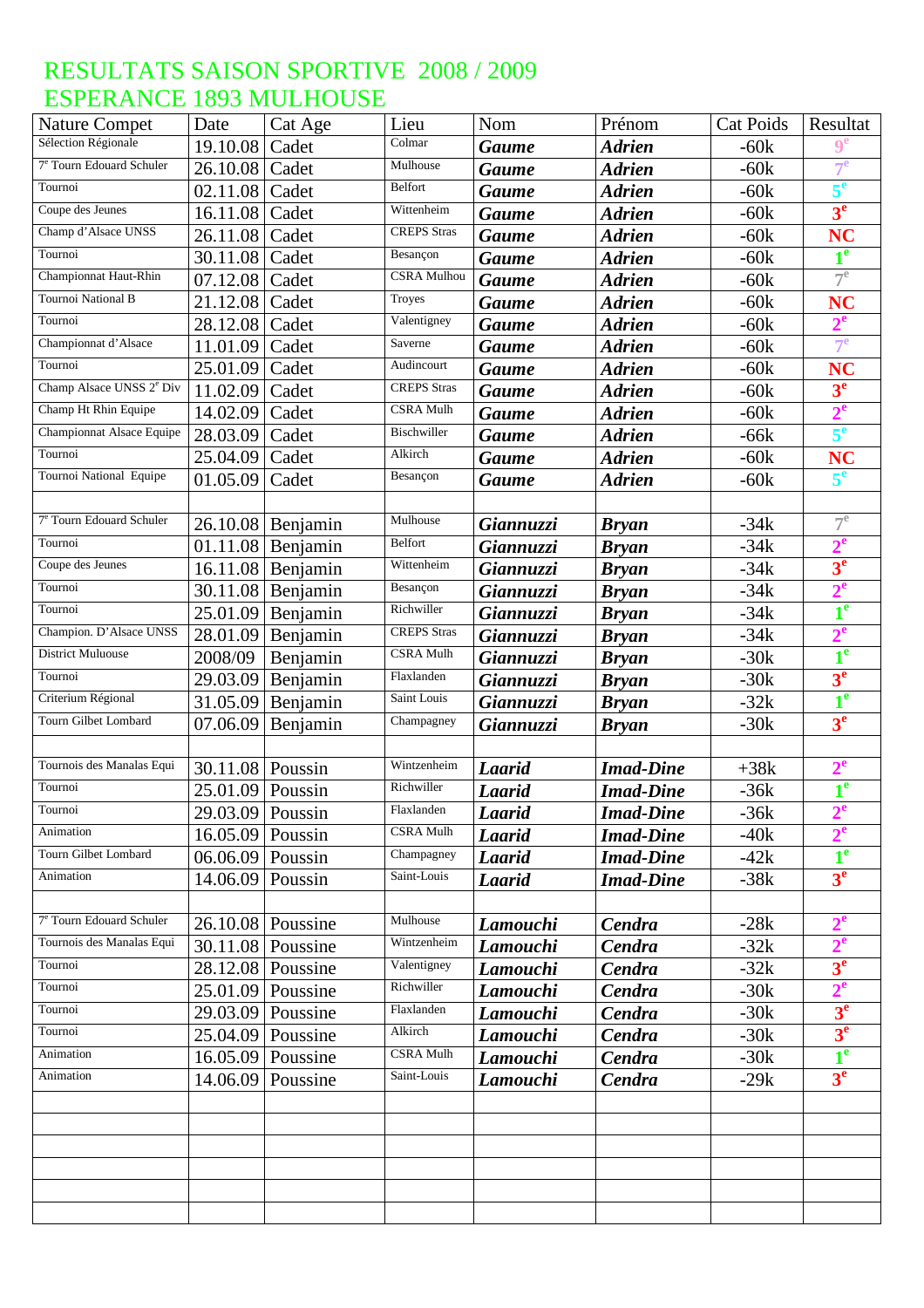# RESULTATS SAISON SPORTIVE 2008 / 2009
# ESPERANCE 1893 MULHOUSE

| Nature Compet | Date | Cat Age | Lieu | Nom | Prénom | Cat Poids | Resultat |
|---|---|---|---|---|---|---|---|
| Sélection Régionale | 19.10.08 | Cadet | Colmar | ***Gaume*** | ***Adrien*** | -60k | 9e |
| 7e Tourn Edouard Schuler | 26.10.08 | Cadet | Mulhouse | ***Gaume*** | ***Adrien*** | -60k | 7e |
| Tournoi | 02.11.08 | Cadet | Belfort | ***Gaume*** | ***Adrien*** | -60k | **5e** |
| Coupe des Jeunes | 16.11.08 | Cadet | Wittenheim | ***Gaume*** | ***Adrien*** | -60k | **3e** |
| Champ d'Alsace UNSS | 26.11.08 | Cadet | CREPS Stras | ***Gaume*** | ***Adrien*** | -60k | **NC** |
| Tournoi | 30.11.08 | Cadet | Besançon | ***Gaume*** | ***Adrien*** | -60k | **1e** |
| Championnat Haut-Rhin | 07.12.08 | Cadet | CSRA Mulhou | ***Gaume*** | ***Adrien*** | -60k | 7e |
| Tournoi National B | 21.12.08 | Cadet | Troyes | ***Gaume*** | ***Adrien*** | -60k | **NC** |
| Tournoi | 28.12.08 | Cadet | Valentigney | ***Gaume*** | ***Adrien*** | -60k | **2e** |
| Championnat d'Alsace | 11.01.09 | Cadet | Saverne | ***Gaume*** | ***Adrien*** | -60k | 7e |
| Tournoi | 25.01.09 | Cadet | Audincourt | ***Gaume*** | ***Adrien*** | -60k | **NC** |
| Champ Alsace UNSS 2e Div | 11.02.09 | Cadet | CREPS Stras | ***Gaume*** | ***Adrien*** | -60k | **3e** |
| Champ Ht Rhin Equipe | 14.02.09 | Cadet | CSRA Mulh | ***Gaume*** | ***Adrien*** | -60k | **2e** |
| Championnat Alsace Equipe | 28.03.09 | Cadet | Bischwiller | ***Gaume*** | ***Adrien*** | -66k | **5e** |
| Tournoi | 25.04.09 | Cadet | Alkirch | ***Gaume*** | ***Adrien*** | -60k | **NC** |
| Tournoi National Equipe | 01.05.09 | Cadet | Besançon | ***Gaume*** | ***Adrien*** | -60k | **5e** |
| | | | | | | | |
| 7e Tourn Edouard Schuler | 26.10.08 | Benjamin | Mulhouse | ***Giannuzzi*** | ***Bryan*** | -34k | 7e |
| Tournoi | 01.11.08 | Benjamin | Belfort | ***Giannuzzi*** | ***Bryan*** | -34k | **2e** |
| Coupe des Jeunes | 16.11.08 | Benjamin | Wittenheim | ***Giannuzzi*** | ***Bryan*** | -34k | **3e** |
| Tournoi | 30.11.08 | Benjamin | Besançon | ***Giannuzzi*** | ***Bryan*** | -34k | **2e** |
| Tournoi | 25.01.09 | Benjamin | Richwiller | ***Giannuzzi*** | ***Bryan*** | -34k | **1e** |
| Champion. D'Alsace UNSS | 28.01.09 | Benjamin | CREPS Stras | ***Giannuzzi*** | ***Bryan*** | -34k | **2e** |
| District Muluouse | 2008/09 | Benjamin | CSRA Mulh | ***Giannuzzi*** | ***Bryan*** | -30k | **1e** |
| Tournoi | 29.03.09 | Benjamin | Flaxlanden | ***Giannuzzi*** | ***Bryan*** | -30k | **3e** |
| Criterium Régional | 31.05.09 | Benjamin | Saint Louis | ***Giannuzzi*** | ***Bryan*** | -32k | **1e** |
| Tourn Gilbet Lombard | 07.06.09 | Benjamin | Champagney | ***Giannuzzi*** | ***Bryan*** | -30k | **3e** |
| | | | | | | | |
| Tournois des Manalas Equi | 30.11.08 | Poussin | Wintzenheim | ***Laarid*** | ***Imad-Dine*** | +38k | **2e** |
| Tournoi | 25.01.09 | Poussin | Richwiller | ***Laarid*** | ***Imad-Dine*** | -36k | **1e** |
| Tournoi | 29.03.09 | Poussin | Flaxlanden | ***Laarid*** | ***Imad-Dine*** | -36k | **2e** |
| Animation | 16.05.09 | Poussin | CSRA Mulh | ***Laarid*** | ***Imad-Dine*** | -40k | **2e** |
| Tourn Gilbet Lombard | 06.06.09 | Poussin | Champagney | ***Laarid*** | ***Imad-Dine*** | -42k | **1e** |
| Animation | 14.06.09 | Poussin | Saint-Louis | ***Laarid*** | ***Imad-Dine*** | -38k | **3e** |
| | | | | | | | |
| 7e Tourn Edouard Schuler | 26.10.08 | Poussine | Mulhouse | ***Lamouchi*** | ***Cendra*** | -28k | **2e** |
| Tournois des Manalas Equi | 30.11.08 | Poussine | Wintzenheim | ***Lamouchi*** | ***Cendra*** | -32k | **2e** |
| Tournoi | 28.12.08 | Poussine | Valentigney | ***Lamouchi*** | ***Cendra*** | -32k | **3e** |
| Tournoi | 25.01.09 | Poussine | Richwiller | ***Lamouchi*** | ***Cendra*** | -30k | **2e** |
| Tournoi | 29.03.09 | Poussine | Flaxlanden | ***Lamouchi*** | ***Cendra*** | -30k | **3e** |
| Tournoi | 25.04.09 | Poussine | Alkirch | ***Lamouchi*** | ***Cendra*** | -30k | **3e** |
| Animation | 16.05.09 | Poussine | CSRA Mulh | ***Lamouchi*** | ***Cendra*** | -30k | **1e** |
| Animation | 14.06.09 | Poussine | Saint-Louis | ***Lamouchi*** | ***Cendra*** | -29k | **3e** |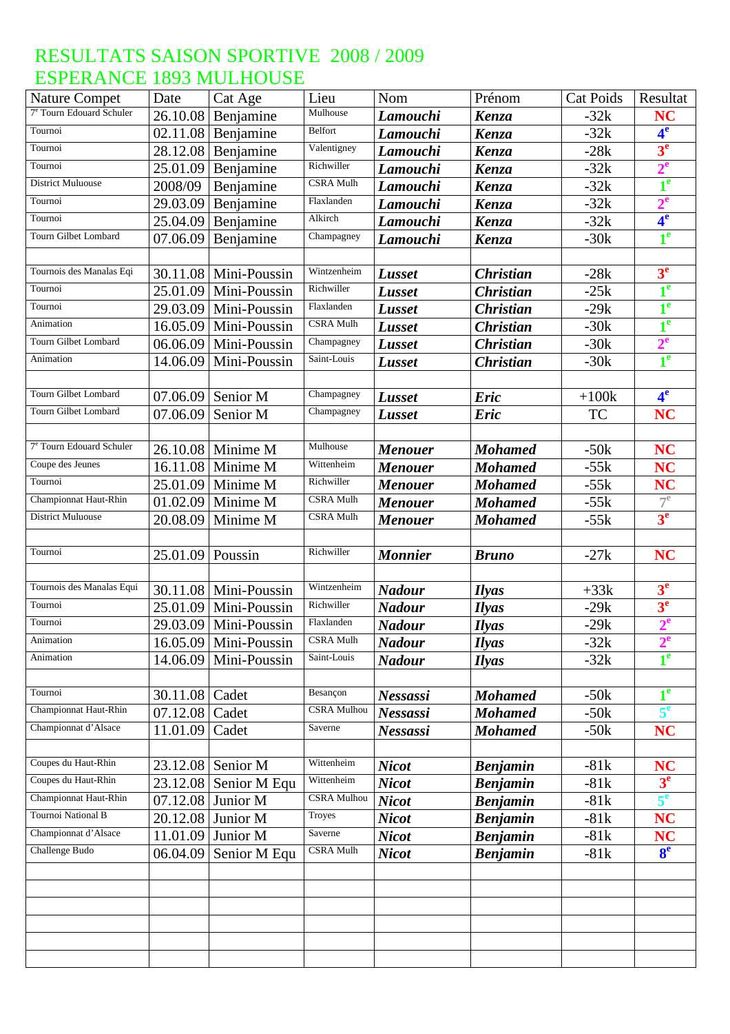# RESULTATS SAISON SPORTIVE 2008 / 2009
# ESPERANCE 1893 MULHOUSE

| Nature Compet | Date | Cat Age | Lieu | Nom | Prénom | Cat Poids | Resultat |
|---|---|---|---|---|---|---|---|
| 7e Tourn Edouard Schuler | 26.10.08 | Benjamine | Mulhouse | ***Lamouchi*** | ***Kenza*** | -32k | **NC** |
| Tournoi | 02.11.08 | Benjamine | Belfort | ***Lamouchi*** | ***Kenza*** | -32k | **4e** |
| Tournoi | 28.12.08 | Benjamine | Valentigney | ***Lamouchi*** | ***Kenza*** | -28k | **3e** |
| Tournoi | 25.01.09 | Benjamine | Richwiller | ***Lamouchi*** | ***Kenza*** | -32k | **2e** |
| District Muluouse | 2008/09 | Benjamine | CSRA Mulh | ***Lamouchi*** | ***Kenza*** | -32k | **1e** |
| Tournoi | 29.03.09 | Benjamine | Flaxlanden | ***Lamouchi*** | ***Kenza*** | -32k | **2e** |
| Tournoi | 25.04.09 | Benjamine | Alkirch | ***Lamouchi*** | ***Kenza*** | -32k | **4e** |
| Tourn Gilbet Lombard | 07.06.09 | Benjamine | Champagney | ***Lamouchi*** | ***Kenza*** | -30k | **1e** |
| | | | | | | | |
| Tournois des Manalas Eqi | 30.11.08 | Mini-Poussin | Wintzenheim | ***Lusset*** | ***Christian*** | -28k | **3e** |
| Tournoi | 25.01.09 | Mini-Poussin | Richwiller | ***Lusset*** | ***Christian*** | -25k | **1e** |
| Tournoi | 29.03.09 | Mini-Poussin | Flaxlanden | ***Lusset*** | ***Christian*** | -29k | **1e** |
| Animation | 16.05.09 | Mini-Poussin | CSRA Mulh | ***Lusset*** | ***Christian*** | -30k | **1e** |
| Tourn Gilbet Lombard | 06.06.09 | Mini-Poussin | Champagney | ***Lusset*** | ***Christian*** | -30k | **2e** |
| Animation | 14.06.09 | Mini-Poussin | Saint-Louis | ***Lusset*** | ***Christian*** | -30k | **1e** |
| | | | | | | | |
| Tourn Gilbet Lombard | 07.06.09 | Senior M | Champagney | ***Lusset*** | ***Eric*** | +100k | **4e** |
| Tourn Gilbet Lombard | 07.06.09 | Senior M | Champagney | ***Lusset*** | ***Eric*** | TC | **NC** |
| | | | | | | | |
| 7e Tourn Edouard Schuler | 26.10.08 | Minime M | Mulhouse | ***Menouer*** | ***Mohamed*** | -50k | **NC** |
| Coupe des Jeunes | 16.11.08 | Minime M | Wittenheim | ***Menouer*** | ***Mohamed*** | -55k | **NC** |
| Tournoi | 25.01.09 | Minime M | Richwiller | ***Menouer*** | ***Mohamed*** | -55k | **NC** |
| Championnat Haut-Rhin | 01.02.09 | Minime M | CSRA Mulh | ***Menouer*** | ***Mohamed*** | -55k | 7e |
| District Muluouse | 20.08.09 | Minime M | CSRA Mulh | ***Menouer*** | ***Mohamed*** | -55k | **3e** |
| | | | | | | | |
| Tournoi | 25.01.09 | Poussin | Richwiller | ***Monnier*** | ***Bruno*** | -27k | **NC** |
| | | | | | | | |
| Tournois des Manalas Equi | 30.11.08 | Mini-Poussin | Wintzenheim | ***Nadour*** | ***Ilyas*** | +33k | **3e** |
| Tournoi | 25.01.09 | Mini-Poussin | Richwiller | ***Nadour*** | ***Ilyas*** | -29k | **3e** |
| Tournoi | 29.03.09 | Mini-Poussin | Flaxlanden | ***Nadour*** | ***Ilyas*** | -29k | **2e** |
| Animation | 16.05.09 | Mini-Poussin | CSRA Mulh | ***Nadour*** | ***Ilyas*** | -32k | **2e** |
| Animation | 14.06.09 | Mini-Poussin | Saint-Louis | ***Nadour*** | ***Ilyas*** | -32k | **1e** |
| | | | | | | | |
| Tournoi | 30.11.08 | Cadet | Besançon | ***Nessassi*** | ***Mohamed*** | -50k | **1e** |
| Championnat Haut-Rhin | 07.12.08 | Cadet | CSRA Mulhou | ***Nessassi*** | ***Mohamed*** | -50k | **5e** |
| Championnat d'Alsace | 11.01.09 | Cadet | Saverne | ***Nessassi*** | ***Mohamed*** | -50k | **NC** |
| | | | | | | | |
| Coupes du Haut-Rhin | 23.12.08 | Senior M | Wittenheim | ***Nicot*** | ***Benjamin*** | -81k | **NC** |
| Coupes du Haut-Rhin | 23.12.08 | Senior M Equ | Wittenheim | ***Nicot*** | ***Benjamin*** | -81k | **3e** |
| Championnat Haut-Rhin | 07.12.08 | Junior M | CSRA Mulhou | ***Nicot*** | ***Benjamin*** | -81k | **5e** |
| Tournoi National B | 20.12.08 | Junior M | Troyes | ***Nicot*** | ***Benjamin*** | -81k | **NC** |
| Championnat d'Alsace | 11.01.09 | Junior M | Saverne | ***Nicot*** | ***Benjamin*** | -81k | **NC** |
| Challenge Budo | 06.04.09 | Senior M Equ | CSRA Mulh | ***Nicot*** | ***Benjamin*** | -81k | **8e** |
| | | | | | | | |
| | | | | | | | |
| | | | | | | | |
| | | | | | | | |
| | | | | | | | |
| | | | | | | | |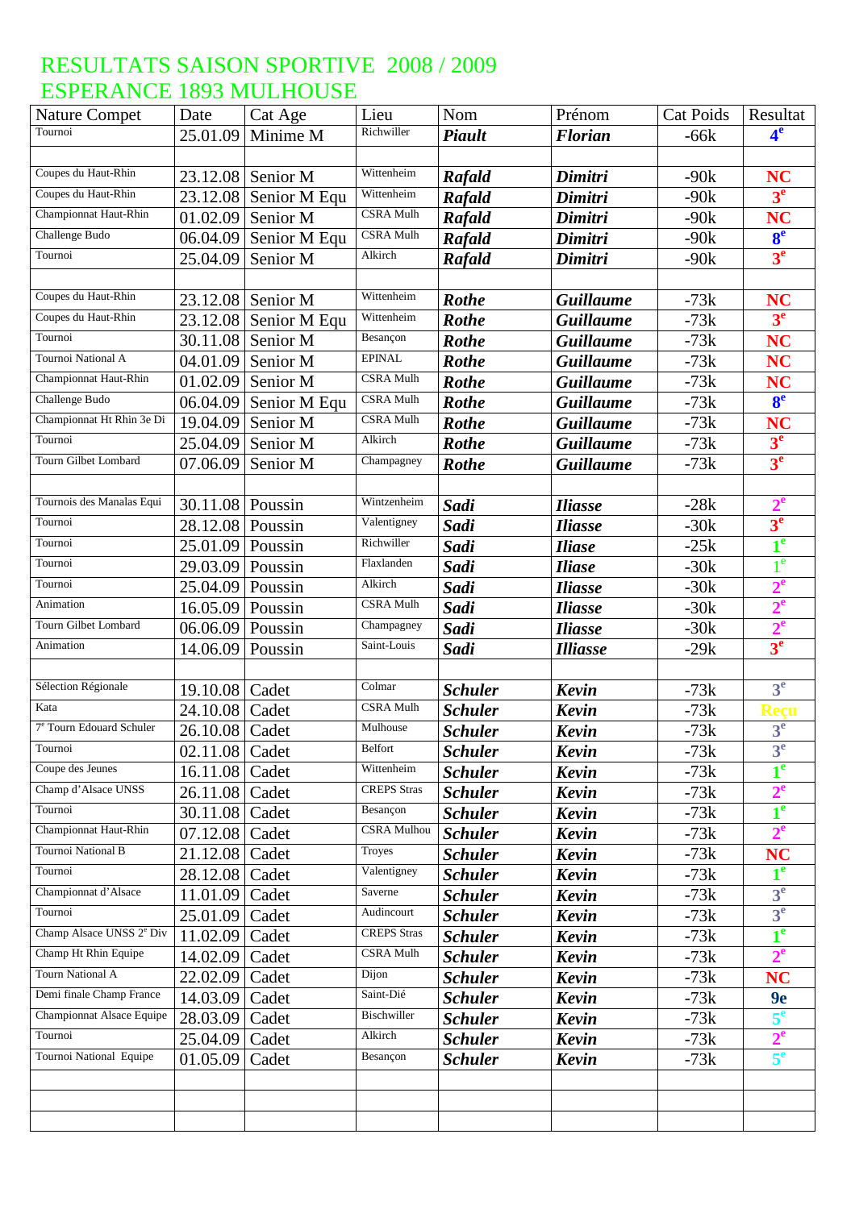# RESULTATS SAISON SPORTIVE 2008 / 2009
# ESPERANCE 1893 MULHOUSE

| Nature Compet | Date | Cat Age | Lieu | Nom | Prénom | Cat Poids | Resultat |
|---|---|---|---|---|---|---|---|
| Tournoi | 25.01.09 | Minime M | Richwiller | ***Piault*** | ***Florian*** | -66k | 4e |
| | | | | | | | |
| Coupes du Haut-Rhin | 23.12.08 | Senior M | Wittenheim | ***Rafald*** | ***Dimitri*** | -90k | NC |
| Coupes du Haut-Rhin | 23.12.08 | Senior M Equ | Wittenheim | ***Rafald*** | ***Dimitri*** | -90k | 3e |
| Championnat Haut-Rhin | 01.02.09 | Senior M | CSRA Mulh | ***Rafald*** | ***Dimitri*** | -90k | NC |
| Challenge Budo | 06.04.09 | Senior M Equ | CSRA Mulh | ***Rafald*** | ***Dimitri*** | -90k | 8e |
| Tournoi | 25.04.09 | Senior M | Alkirch | ***Rafald*** | ***Dimitri*** | -90k | 3e |
| | | | | | | | |
| Coupes du Haut-Rhin | 23.12.08 | Senior M | Wittenheim | ***Rothe*** | ***Guillaume*** | -73k | NC |
| Coupes du Haut-Rhin | 23.12.08 | Senior M Equ | Wittenheim | ***Rothe*** | ***Guillaume*** | -73k | 3e |
| Tournoi | 30.11.08 | Senior M | Besançon | ***Rothe*** | ***Guillaume*** | -73k | NC |
| Tournoi National A | 04.01.09 | Senior M | EPINAL | ***Rothe*** | ***Guillaume*** | -73k | NC |
| Championnat Haut-Rhin | 01.02.09 | Senior M | CSRA Mulh | ***Rothe*** | ***Guillaume*** | -73k | NC |
| Challenge Budo | 06.04.09 | Senior M Equ | CSRA Mulh | ***Rothe*** | ***Guillaume*** | -73k | 8e |
| Championnat Ht Rhin 3e Di | 19.04.09 | Senior M | CSRA Mulh | ***Rothe*** | ***Guillaume*** | -73k | NC |
| Tournoi | 25.04.09 | Senior M | Alkirch | ***Rothe*** | ***Guillaume*** | -73k | 3e |
| Tourn Gilbet Lombard | 07.06.09 | Senior M | Champagney | ***Rothe*** | ***Guillaume*** | -73k | 3e |
| | | | | | | | |
| Tournois des Manalas Equi | 30.11.08 | Poussin | Wintzenheim | ***Sadi*** | ***Iliasse*** | -28k | 2e |
| Tournoi | 28.12.08 | Poussin | Valentigney | ***Sadi*** | ***Iliasse*** | -30k | 3e |
| Tournoi | 25.01.09 | Poussin | Richwiller | ***Sadi*** | ***Iliase*** | -25k | 1e |
| Tournoi | 29.03.09 | Poussin | Flaxlanden | ***Sadi*** | ***Iliase*** | -30k | 1e |
| Tournoi | 25.04.09 | Poussin | Alkirch | ***Sadi*** | ***Iliasse*** | -30k | 2e |
| Animation | 16.05.09 | Poussin | CSRA Mulh | ***Sadi*** | ***Iliasse*** | -30k | 2e |
| Tourn Gilbet Lombard | 06.06.09 | Poussin | Champagney | ***Sadi*** | ***Iliasse*** | -30k | 2e |
| Animation | 14.06.09 | Poussin | Saint-Louis | ***Sadi*** | ***Illiasse*** | -29k | 3e |
| | | | | | | | |
| Sélection Régionale | 19.10.08 | Cadet | Colmar | ***Schuler*** | ***Kevin*** | -73k | 3e |
| Kata | 24.10.08 | Cadet | CSRA Mulh | ***Schuler*** | ***Kevin*** | -73k | Reçu |
| 7e Tourn Edouard Schuler | 26.10.08 | Cadet | Mulhouse | ***Schuler*** | ***Kevin*** | -73k | 3e |
| Tournoi | 02.11.08 | Cadet | Belfort | ***Schuler*** | ***Kevin*** | -73k | 3e |
| Coupe des Jeunes | 16.11.08 | Cadet | Wittenheim | ***Schuler*** | ***Kevin*** | -73k | 1e |
| Champ d'Alsace UNSS | 26.11.08 | Cadet | CREPS Stras | ***Schuler*** | ***Kevin*** | -73k | 2e |
| Tournoi | 30.11.08 | Cadet | Besançon | ***Schuler*** | ***Kevin*** | -73k | 1e |
| Championnat Haut-Rhin | 07.12.08 | Cadet | CSRA Mulhou | ***Schuler*** | ***Kevin*** | -73k | 2e |
| Tournoi National B | 21.12.08 | Cadet | Troyes | ***Schuler*** | ***Kevin*** | -73k | NC |
| Tournoi | 28.12.08 | Cadet | Valentigney | ***Schuler*** | ***Kevin*** | -73k | 1e |
| Championnat d'Alsace | 11.01.09 | Cadet | Saverne | ***Schuler*** | ***Kevin*** | -73k | 3e |
| Tournoi | 25.01.09 | Cadet | Audincourt | ***Schuler*** | ***Kevin*** | -73k | 3e |
| Champ Alsace UNSS 2e Div | 11.02.09 | Cadet | CREPS Stras | ***Schuler*** | ***Kevin*** | -73k | 1e |
| Champ Ht Rhin Equipe | 14.02.09 | Cadet | CSRA Mulh | ***Schuler*** | ***Kevin*** | -73k | 2e |
| Tourn National A | 22.02.09 | Cadet | Dijon | ***Schuler*** | ***Kevin*** | -73k | NC |
| Demi finale Champ France | 14.03.09 | Cadet | Saint-Dié | ***Schuler*** | ***Kevin*** | -73k | 9e |
| Championnat Alsace Equipe | 28.03.09 | Cadet | Bischwiller | ***Schuler*** | ***Kevin*** | -73k | 5e |
| Tournoi | 25.04.09 | Cadet | Alkirch | ***Schuler*** | ***Kevin*** | -73k | 2e |
| Tournoi National Equipe | 01.05.09 | Cadet | Besançon | ***Schuler*** | ***Kevin*** | -73k | 5e |
| | | | | | | | |
| | | | | | | | |
| | | | | | | | |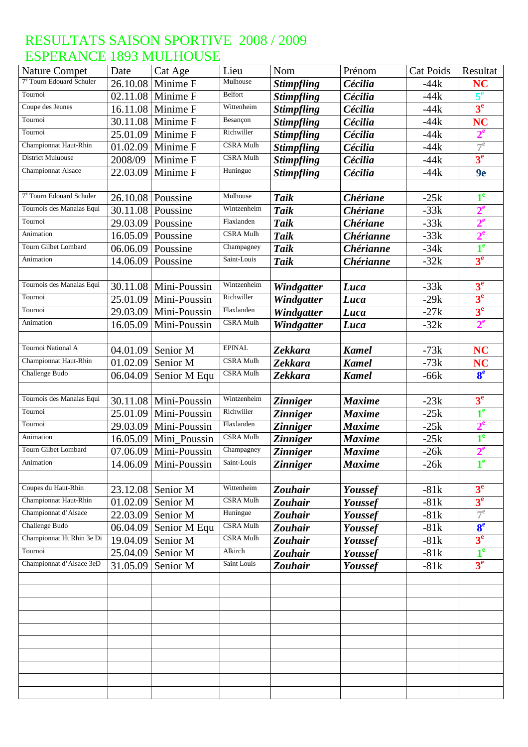# RESULTATS SAISON SPORTIVE 2008 / 2009
# ESPERANCE 1893 MULHOUSE

| Nature Compet | Date | Cat Age | Lieu | Nom | Prénom | Cat Poids | Resultat |
|---|---|---|---|---|---|---|---|
| 7e Tourn Edouard Schuler | 26.10.08 | Minime F | Mulhouse | ***Stimpfling*** | ***Cécilia*** | -44k | **NC** |
| Tournoi | 02.11.08 | Minime F | Belfort | ***Stimpfling*** | ***Cécilia*** | -44k | **5e** |
| Coupe des Jeunes | 16.11.08 | Minime F | Wittenheim | ***Stimpfling*** | ***Cécilia*** | -44k | **3e** |
| Tournoi | 30.11.08 | Minime F | Besançon | ***Stimpfling*** | ***Cécilia*** | -44k | **NC** |
| Tournoi | 25.01.09 | Minime F | Richwiller | ***Stimpfling*** | ***Cécilia*** | -44k | **2e** |
| Championnat Haut-Rhin | 01.02.09 | Minime F | CSRA Mulh | ***Stimpfling*** | ***Cécilia*** | -44k | 7e |
| District Muluouse | 2008/09 | Minime F | CSRA Mulh | ***Stimpfling*** | ***Cécilia*** | -44k | **3e** |
| Championnat Alsace | 22.03.09 | Minime F | Huningue | ***Stimpfling*** | ***Cécilia*** | -44k | **9e** |
| | | | | | | | |
| 7e Tourn Edouard Schuler | 26.10.08 | Poussine | Mulhouse | ***Taik*** | ***Chériane*** | -25k | **1e** |
| Tournois des Manalas Equi | 30.11.08 | Poussine | Wintzenheim | ***Taik*** | ***Chériane*** | -33k | **2e** |
| Tournoi | 29.03.09 | Poussine | Flaxlanden | ***Taik*** | ***Chériane*** | -33k | **2e** |
| Animation | 16.05.09 | Poussine | CSRA Mulh | ***Taik*** | ***Chérianne*** | -33k | **2e** |
| Tourn Gilbet Lombard | 06.06.09 | Poussine | Champagney | ***Taik*** | ***Chérianne*** | -34k | **1e** |
| Animation | 14.06.09 | Poussine | Saint-Louis | ***Taik*** | ***Chérianne*** | -32k | **3e** |
| | | | | | | | |
| Tournois des Manalas Equi | 30.11.08 | Mini-Poussin | Wintzenheim | ***Windgatter*** | ***Luca*** | -33k | **3e** |
| Tournoi | 25.01.09 | Mini-Poussin | Richwiller | ***Windgatter*** | ***Luca*** | -29k | **3e** |
| Tournoi | 29.03.09 | Mini-Poussin | Flaxlanden | ***Windgatter*** | ***Luca*** | -27k | **3e** |
| Animation | 16.05.09 | Mini-Poussin | CSRA Mulh | ***Windgatter*** | ***Luca*** | -32k | **2e** |
| | | | | | | | |
| Tournoi National A | 04.01.09 | Senior M | EPINAL | ***Zekkara*** | ***Kamel*** | -73k | **NC** |
| Championnat Haut-Rhin | 01.02.09 | Senior M | CSRA Mulh | ***Zekkara*** | ***Kamel*** | -73k | **NC** |
| Challenge Budo | 06.04.09 | Senior M Equ | CSRA Mulh | ***Zekkara*** | ***Kamel*** | -66k | **8e** |
| | | | | | | | |
| Tournois des Manalas Equi | 30.11.08 | Mini-Poussin | Wintzenheim | ***Zinniger*** | ***Maxime*** | -23k | **3e** |
| Tournoi | 25.01.09 | Mini-Poussin | Richwiller | ***Zinniger*** | ***Maxime*** | -25k | **1e** |
| Tournoi | 29.03.09 | Mini-Poussin | Flaxlanden | ***Zinniger*** | ***Maxime*** | -25k | **2e** |
| Animation | 16.05.09 | Mini_Poussin | CSRA Mulh | ***Zinniger*** | ***Maxime*** | -25k | **1e** |
| Tourn Gilbet Lombard | 07.06.09 | Mini-Poussin | Champagney | ***Zinniger*** | ***Maxime*** | -26k | **2e** |
| Animation | 14.06.09 | Mini-Poussin | Saint-Louis | ***Zinniger*** | ***Maxime*** | -26k | **1e** |
| | | | | | | | |
| Coupes du Haut-Rhin | 23.12.08 | Senior M | Wittenheim | ***Zouhair*** | ***Youssef*** | -81k | **3e** |
| Championnat Haut-Rhin | 01.02.09 | Senior M | CSRA Mulh | ***Zouhair*** | ***Youssef*** | -81k | **3e** |
| Championnat d'Alsace | 22.03.09 | Senior M | Huningue | ***Zouhair*** | ***Youssef*** | -81k | 7e |
| Challenge Budo | 06.04.09 | Senior M Equ | CSRA Mulh | ***Zouhair*** | ***Youssef*** | -81k | **8e** |
| Championnat Ht Rhin 3e Di | 19.04.09 | Senior M | CSRA Mulh | ***Zouhair*** | ***Youssef*** | -81k | **3e** |
| Tournoi | 25.04.09 | Senior M | Alkirch | ***Zouhair*** | ***Youssef*** | -81k | **1e** |
| Championnat d'Alsace 3eD | 31.05.09 | Senior M | Saint Louis | ***Zouhair*** | ***Youssef*** | -81k | **3e** |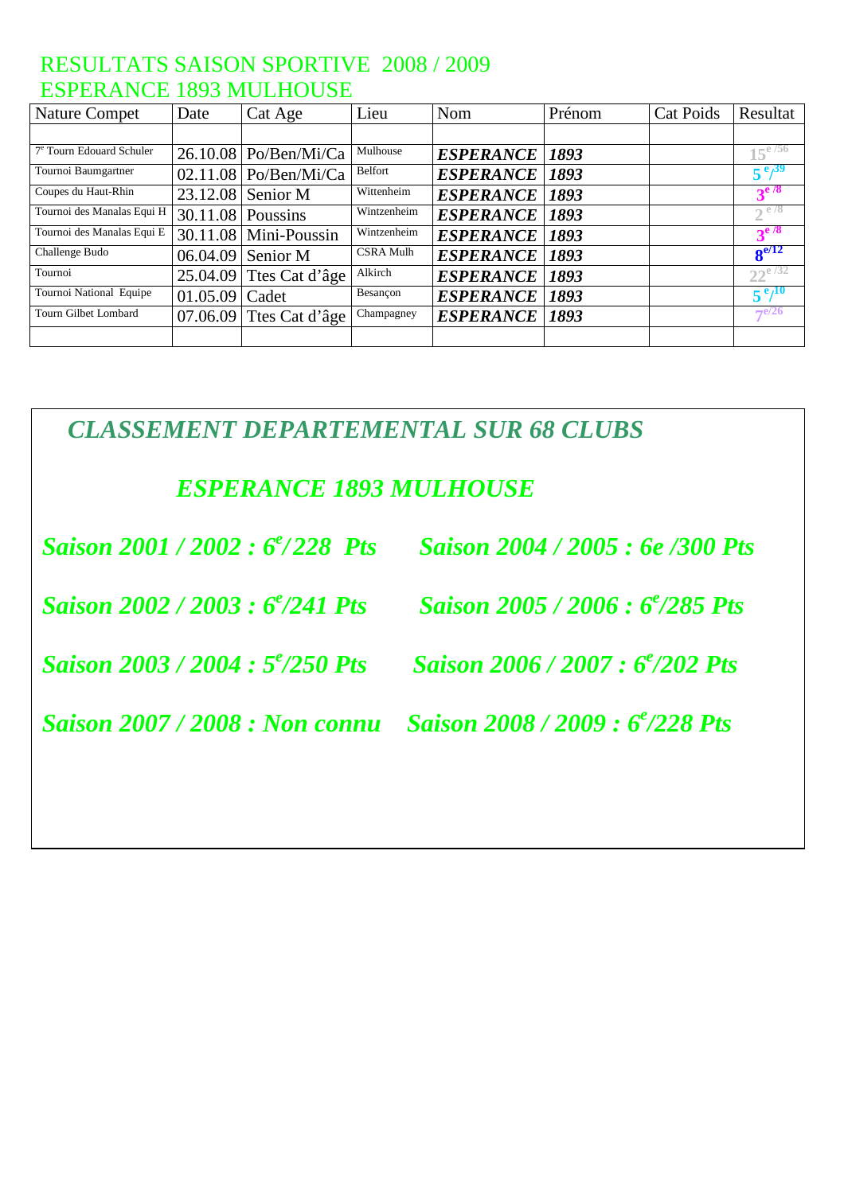# RESULTATS SAISON SPORTIVE 2008 / 2009
# ESPERANCE 1893 MULHOUSE

| Nature Compet | Date | Cat Age | Lieu | Nom | Prénom | Cat Poids | Resultat |
|---|---|---|---|---|---|---|---|
| | | | | | | | |
| 7e Tourn Edouard Schuler | 26.10.08 | Po/Ben/Mi/Ca | Mulhouse | ***ESPERANCE*** | ***1893*** | | 15e /56 |
| Tournoi Baumgartner | 02.11.08 | Po/Ben/Mi/Ca | Belfort | ***ESPERANCE*** | ***1893*** | | 5 e/39 |
| Coupes du Haut-Rhin | 23.12.08 | Senior M | Wittenheim | ***ESPERANCE*** | ***1893*** | | 3e /8 |
| Tournoi des Manalas Equi H | 30.11.08 | Poussins | Wintzenheim | ***ESPERANCE*** | ***1893*** | | 2 e /8 |
| Tournoi des Manalas Equi E | 30.11.08 | Mini-Poussin | Wintzenheim | ***ESPERANCE*** | ***1893*** | | 3e /8 |
| Challenge Budo | 06.04.09 | Senior M | CSRA Mulh | ***ESPERANCE*** | ***1893*** | | 8e/12 |
| Tournoi | 25.04.09 | Ttes Cat d'âge | Alkirch | ***ESPERANCE*** | ***1893*** | | 22e /32 |
| Tournoi National Equipe | 01.05.09 | Cadet | Besançon | ***ESPERANCE*** | ***1893*** | | 5 e/10 |
| Tourn Gilbet Lombard | 07.06.09 | Ttes Cat d'âge | Champagney | ***ESPERANCE*** | ***1893*** | | 7e/26 |
| | | | | | | | |

***CLASSEMENT DEPARTEMENTAL SUR 68 CLUBS***

***ESPERANCE 1893 MULHOUSE***

***Saison 2001 / 2002 : 6e/228 Pts***

***Saison 2002 / 2003 : 6e/241 Pts***

***Saison 2003 / 2004 : 5e/250 Pts***

***Saison 2004 / 2005 : 6e /300 Pts***

***Saison 2005 / 2006 : 6e/285 Pts***

***Saison 2006 / 2007 : 6e/202 Pts***

***Saison 2007 / 2008 : Non connu***

***Saison 2008 / 2009 : 6e/228 Pts***